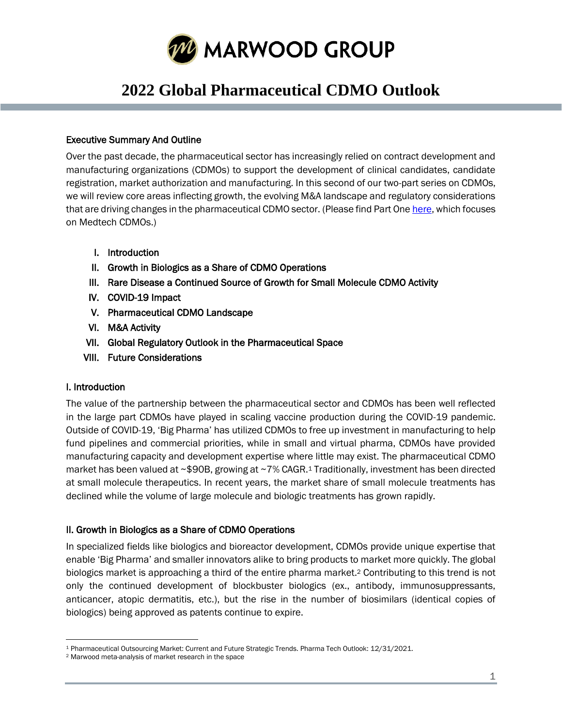MARWOOD GROUP

# 2022 Global Pharmaceutical CDMO Outlook

## Executive Summary And Outline

Over the past decade, the pharmaceutical sector has increasingly relied on contract development and manufacturing organizations (CDMOs) to support the development of clinical candidates, candidate registration, market authorization and manufacturing. In this second of our two-part series on CDMOs, we will review core areas inflecting growth, the evolving M&A landscape and regulatory considerations that are driving changes in the pharmaceutical CDMO sector. (Please find Part One here, which focuses on Medtech CDMOs.)

I. Introduction
II. Growth in Biologics as a Share of CDMO Operations
III. Rare Disease a Continued Source of Growth for Small Molecule CDMO Activity
IV. COVID-19 Impact
V. Pharmaceutical CDMO Landscape
VI. M&A Activity
VII. Global Regulatory Outlook in the Pharmaceutical Space
VIII. Future Considerations

## I. Introduction

The value of the partnership between the pharmaceutical sector and CDMOs has been well reflected in the large part CDMOs have played in scaling vaccine production during the COVID-19 pandemic. Outside of COVID-19, 'Big Pharma' has utilized CDMOs to free up investment in manufacturing to help fund pipelines and commercial priorities, while in small and virtual pharma, CDMOs have provided manufacturing capacity and development expertise where little may exist. The pharmaceutical CDMO market has been valued at ~$90B, growing at ~7% CAGR.[1] Traditionally, investment has been directed at small molecule therapeutics. In recent years, the market share of small molecule treatments has declined while the volume of large molecule and biologic treatments has grown rapidly.

## II. Growth in Biologics as a Share of CDMO Operations

In specialized fields like biologics and bioreactor development, CDMOs provide unique expertise that enable 'Big Pharma' and smaller innovators alike to bring products to market more quickly. The global biologics market is approaching a third of the entire pharma market.[2] Contributing to this trend is not only the continued development of blockbuster biologics (ex., antibody, immunosuppressants, anticancer, atopic dermatitis, etc.), but the rise in the number of biosimilars (identical copies of biologics) being approved as patents continue to expire.

[1] Pharmaceutical Outsourcing Market: Current and Future Strategic Trends. Pharma Tech Outlook: 12/31/2021.

[2] Marwood meta-analysis of market research in the space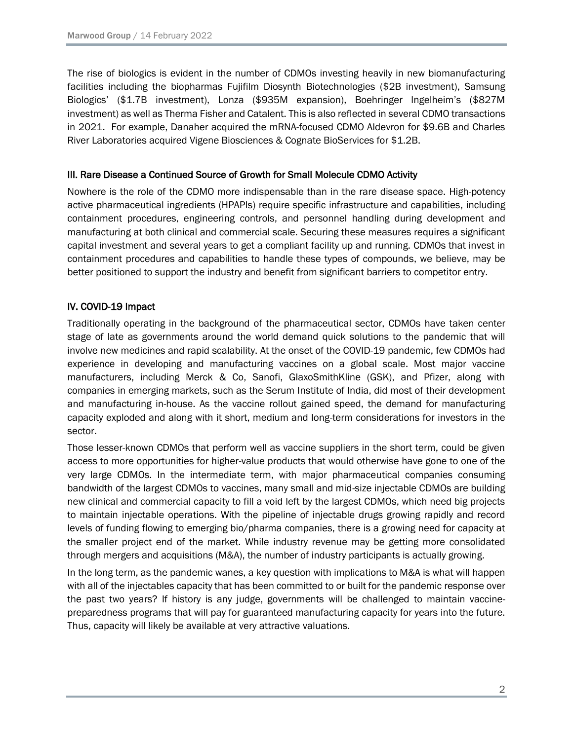The rise of biologics is evident in the number of CDMOs investing heavily in new biomanufacturing facilities including the biopharmas Fujifilm Diosynth Biotechnologies ($2B investment), Samsung Biologics' ($1.7B investment), Lonza ($935M expansion), Boehringer Ingelheim's ($827M investment) as well as Therma Fisher and Catalent. This is also reflected in several CDMO transactions in 2021. For example, Danaher acquired the mRNA-focused CDMO Aldevron for $9.6B and Charles River Laboratories acquired Vigene Biosciences & Cognate BioServices for $1.2B.

## III. Rare Disease a Continued Source of Growth for Small Molecule CDMO Activity

Nowhere is the role of the CDMO more indispensable than in the rare disease space. High-potency active pharmaceutical ingredients (HPAPIs) require specific infrastructure and capabilities, including containment procedures, engineering controls, and personnel handling during development and manufacturing at both clinical and commercial scale. Securing these measures requires a significant capital investment and several years to get a compliant facility up and running. CDMOs that invest in containment procedures and capabilities to handle these types of compounds, we believe, may be better positioned to support the industry and benefit from significant barriers to competitor entry.

## IV. COVID-19 Impact

Traditionally operating in the background of the pharmaceutical sector, CDMOs have taken center stage of late as governments around the world demand quick solutions to the pandemic that will involve new medicines and rapid scalability. At the onset of the COVID-19 pandemic, few CDMOs had experience in developing and manufacturing vaccines on a global scale. Most major vaccine manufacturers, including Merck & Co, Sanofi, GlaxoSmithKline (GSK), and Pfizer, along with companies in emerging markets, such as the Serum Institute of India, did most of their development and manufacturing in-house. As the vaccine rollout gained speed, the demand for manufacturing capacity exploded and along with it short, medium and long-term considerations for investors in the sector.

Those lesser-known CDMOs that perform well as vaccine suppliers in the short term, could be given access to more opportunities for higher-value products that would otherwise have gone to one of the very large CDMOs. In the intermediate term, with major pharmaceutical companies consuming bandwidth of the largest CDMOs to vaccines, many small and mid-size injectable CDMOs are building new clinical and commercial capacity to fill a void left by the largest CDMOs, which need big projects to maintain injectable operations. With the pipeline of injectable drugs growing rapidly and record levels of funding flowing to emerging bio/pharma companies, there is a growing need for capacity at the smaller project end of the market. While industry revenue may be getting more consolidated through mergers and acquisitions (M&A), the number of industry participants is actually growing.

In the long term, as the pandemic wanes, a key question with implications to M&A is what will happen with all of the injectables capacity that has been committed to or built for the pandemic response over the past two years? If history is any judge, governments will be challenged to maintain vaccine-preparedness programs that will pay for guaranteed manufacturing capacity for years into the future. Thus, capacity will likely be available at very attractive valuations.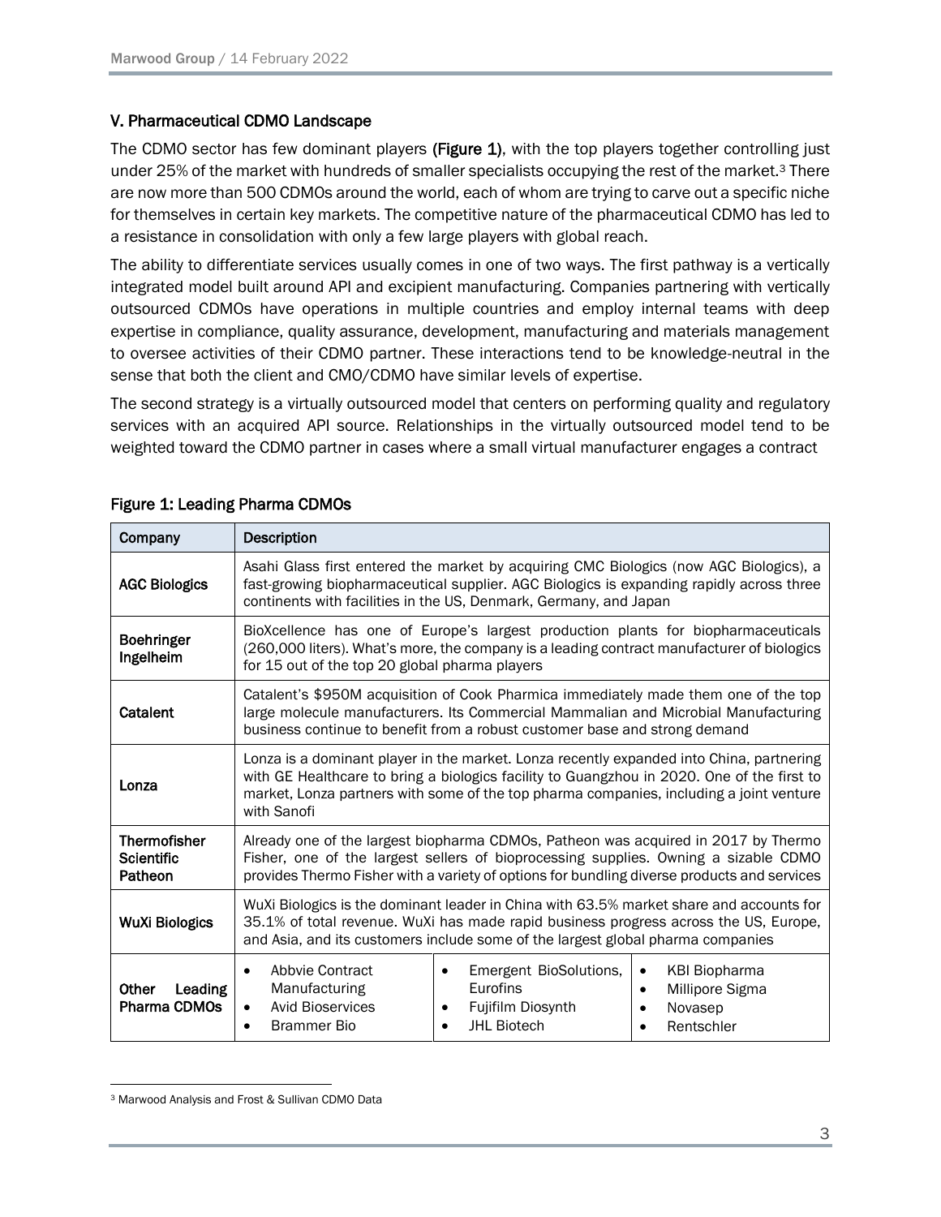### V. Pharmaceutical CDMO Landscape

The CDMO sector has few dominant players **(Figure 1)**, with the top players together controlling just under 25% of the market with hundreds of smaller specialists occupying the rest of the market.[3] There are now more than 500 CDMOs around the world, each of whom are trying to carve out a specific niche for themselves in certain key markets. The competitive nature of the pharmaceutical CDMO has led to a resistance in consolidation with only a few large players with global reach.

The ability to differentiate services usually comes in one of two ways. The first pathway is a vertically integrated model built around API and excipient manufacturing. Companies partnering with vertically outsourced CDMOs have operations in multiple countries and employ internal teams with deep expertise in compliance, quality assurance, development, manufacturing and materials management to oversee activities of their CDMO partner. These interactions tend to be knowledge-neutral in the sense that both the client and CMO/CDMO have similar levels of expertise.

The second strategy is a virtually outsourced model that centers on performing quality and regulatory services with an acquired API source. Relationships in the virtually outsourced model tend to be weighted toward the CDMO partner in cases where a small virtual manufacturer engages a contract

**Figure 1: Leading Pharma CDMOs**

| Company | Description | | |
|---|---|---|---|
| **AGC Biologics** | Asahi Glass first entered the market by acquiring CMC Biologics (now AGC Biologics), a fast-growing biopharmaceutical supplier. AGC Biologics is expanding rapidly across three continents with facilities in the US, Denmark, Germany, and Japan | | |
| **Boehringer Ingelheim** | BioXcellence has one of Europe's largest production plants for biopharmaceuticals (260,000 liters). What's more, the company is a leading contract manufacturer of biologics for 15 out of the top 20 global pharma players | | |
| **Catalent** | Catalent's $950M acquisition of Cook Pharmica immediately made them one of the top large molecule manufacturers. Its Commercial Mammalian and Microbial Manufacturing business continue to benefit from a robust customer base and strong demand | | |
| **Lonza** | Lonza is a dominant player in the market. Lonza recently expanded into China, partnering with GE Healthcare to bring a biologics facility to Guangzhou in 2020. One of the first to market, Lonza partners with some of the top pharma companies, including a joint venture with Sanofi | | |
| **Thermofisher Scientific Patheon** | Already one of the largest biopharma CDMOs, Patheon was acquired in 2017 by Thermo Fisher, one of the largest sellers of bioprocessing supplies. Owning a sizable CDMO provides Thermo Fisher with a variety of options for bundling diverse products and services | | |
| **WuXi Biologics** | WuXi Biologics is the dominant leader in China with 63.5% market share and accounts for 35.1% of total revenue. WuXi has made rapid business progress across the US, Europe, and Asia, and its customers include some of the largest global pharma companies | | |
| **Other Leading Pharma CDMOs** | • Abbvie Contract Manufacturing<br>• Avid Bioservices<br>• Brammer Bio | • Emergent BioSolutions, Eurofins<br>• Fujifilm Diosynth<br>• JHL Biotech | • KBI Biopharma<br>• Millipore Sigma<br>• Novasep<br>• Rentschler |

[3] Marwood Analysis and Frost & Sullivan CDMO Data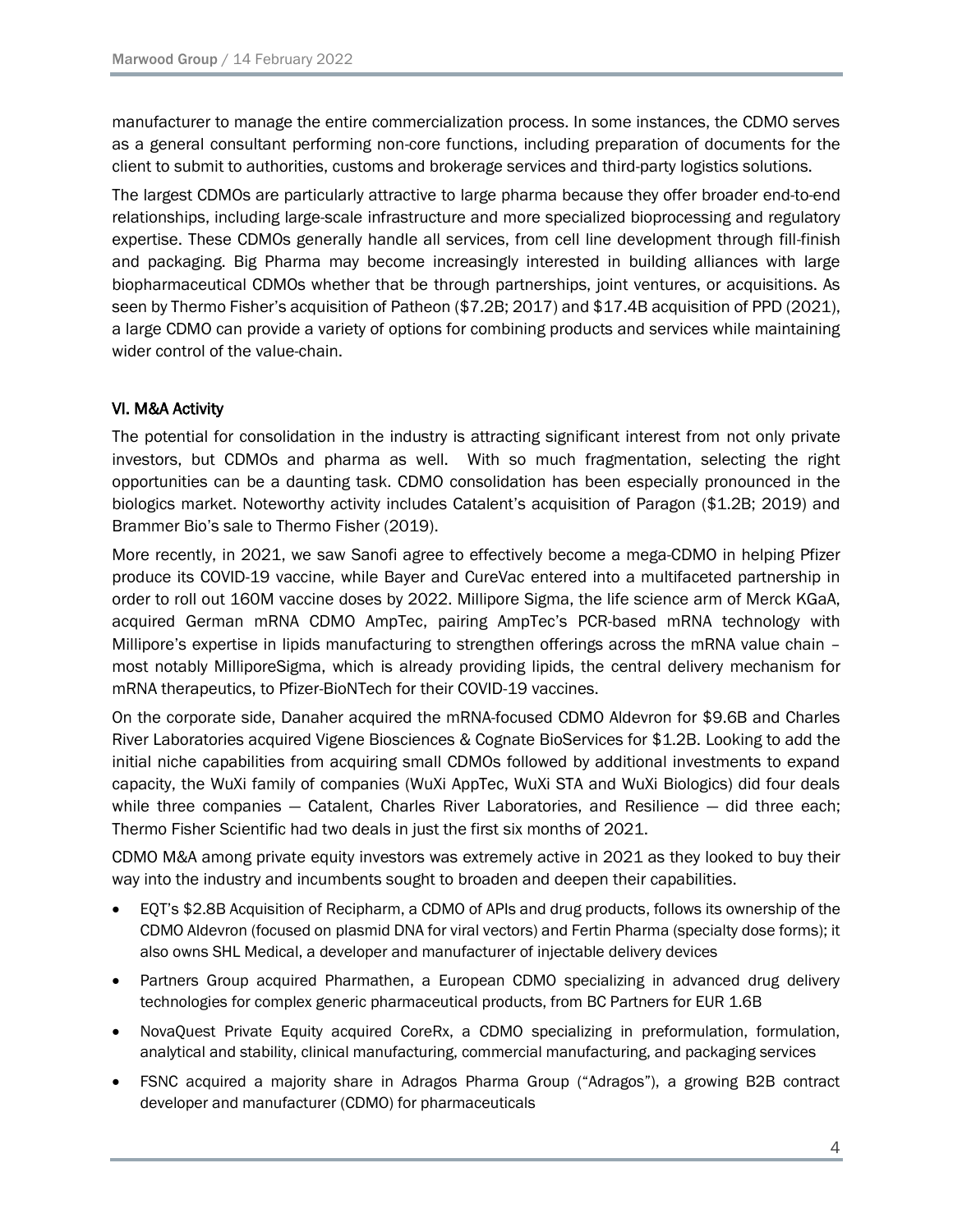manufacturer to manage the entire commercialization process. In some instances, the CDMO serves as a general consultant performing non-core functions, including preparation of documents for the client to submit to authorities, customs and brokerage services and third-party logistics solutions.

The largest CDMOs are particularly attractive to large pharma because they offer broader end-to-end relationships, including large-scale infrastructure and more specialized bioprocessing and regulatory expertise. These CDMOs generally handle all services, from cell line development through fill-finish and packaging. Big Pharma may become increasingly interested in building alliances with large biopharmaceutical CDMOs whether that be through partnerships, joint ventures, or acquisitions. As seen by Thermo Fisher's acquisition of Patheon ($7.2B; 2017) and $17.4B acquisition of PPD (2021), a large CDMO can provide a variety of options for combining products and services while maintaining wider control of the value-chain.

## VI. M&A Activity

The potential for consolidation in the industry is attracting significant interest from not only private investors, but CDMOs and pharma as well. With so much fragmentation, selecting the right opportunities can be a daunting task. CDMO consolidation has been especially pronounced in the biologics market. Noteworthy activity includes Catalent's acquisition of Paragon ($1.2B; 2019) and Brammer Bio's sale to Thermo Fisher (2019).

More recently, in 2021, we saw Sanofi agree to effectively become a mega-CDMO in helping Pfizer produce its COVID-19 vaccine, while Bayer and CureVac entered into a multifaceted partnership in order to roll out 160M vaccine doses by 2022. Millipore Sigma, the life science arm of Merck KGaA, acquired German mRNA CDMO AmpTec, pairing AmpTec's PCR-based mRNA technology with Millipore's expertise in lipids manufacturing to strengthen offerings across the mRNA value chain – most notably MilliporeSigma, which is already providing lipids, the central delivery mechanism for mRNA therapeutics, to Pfizer-BioNTech for their COVID-19 vaccines.

On the corporate side, Danaher acquired the mRNA-focused CDMO Aldevron for $9.6B and Charles River Laboratories acquired Vigene Biosciences & Cognate BioServices for $1.2B. Looking to add the initial niche capabilities from acquiring small CDMOs followed by additional investments to expand capacity, the WuXi family of companies (WuXi AppTec, WuXi STA and WuXi Biologics) did four deals while three companies — Catalent, Charles River Laboratories, and Resilience — did three each; Thermo Fisher Scientific had two deals in just the first six months of 2021.

CDMO M&A among private equity investors was extremely active in 2021 as they looked to buy their way into the industry and incumbents sought to broaden and deepen their capabilities.

- EQT's $2.8B Acquisition of Recipharm, a CDMO of APIs and drug products, follows its ownership of the CDMO Aldevron (focused on plasmid DNA for viral vectors) and Fertin Pharma (specialty dose forms); it also owns SHL Medical, a developer and manufacturer of injectable delivery devices
- Partners Group acquired Pharmathen, a European CDMO specializing in advanced drug delivery technologies for complex generic pharmaceutical products, from BC Partners for EUR 1.6B
- NovaQuest Private Equity acquired CoreRx, a CDMO specializing in preformulation, formulation, analytical and stability, clinical manufacturing, commercial manufacturing, and packaging services
- FSNC acquired a majority share in Adragos Pharma Group ("Adragos"), a growing B2B contract developer and manufacturer (CDMO) for pharmaceuticals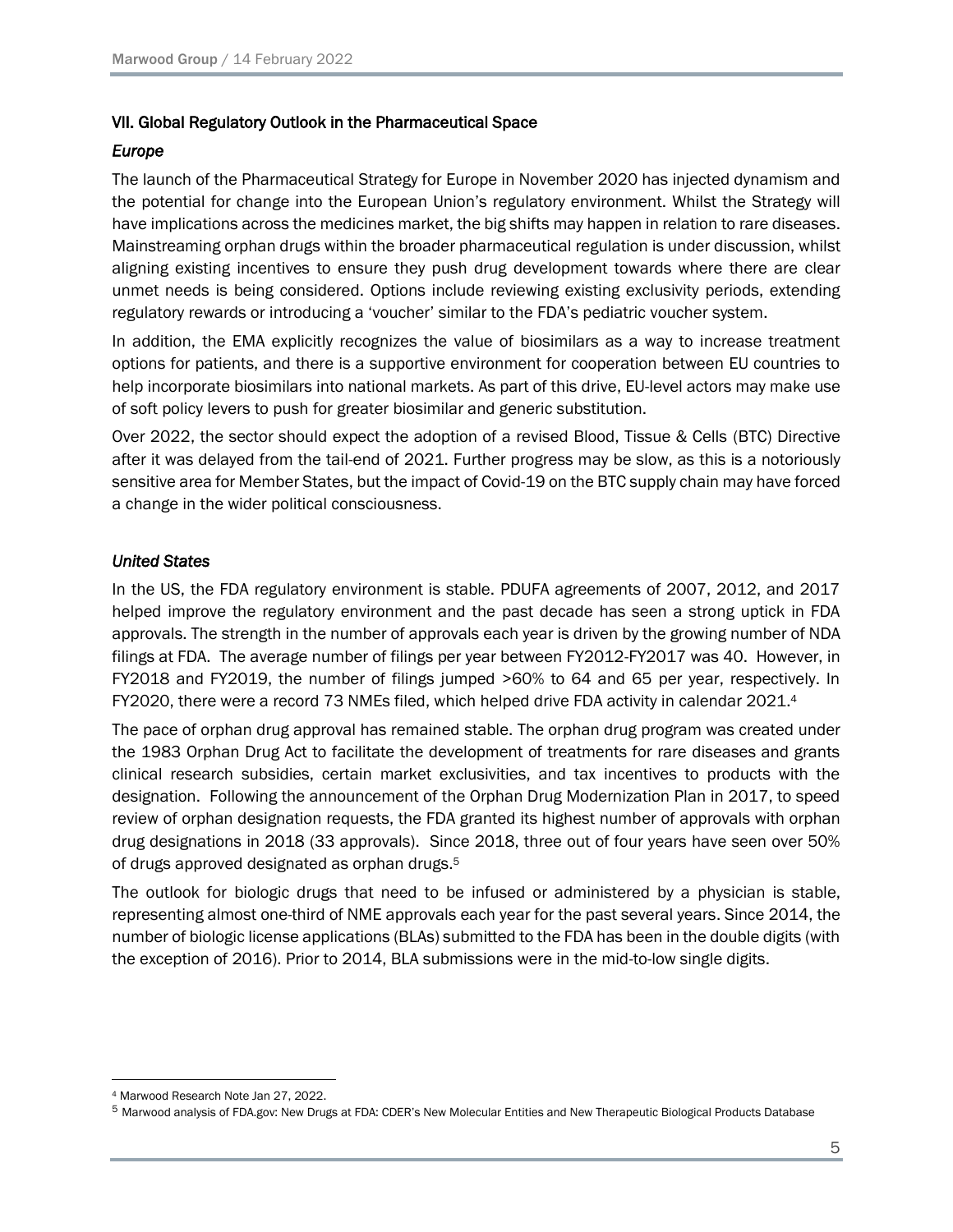## VII. Global Regulatory Outlook in the Pharmaceutical Space

### *Europe*

The launch of the Pharmaceutical Strategy for Europe in November 2020 has injected dynamism and the potential for change into the European Union's regulatory environment. Whilst the Strategy will have implications across the medicines market, the big shifts may happen in relation to rare diseases. Mainstreaming orphan drugs within the broader pharmaceutical regulation is under discussion, whilst aligning existing incentives to ensure they push drug development towards where there are clear unmet needs is being considered. Options include reviewing existing exclusivity periods, extending regulatory rewards or introducing a 'voucher' similar to the FDA's pediatric voucher system.

In addition, the EMA explicitly recognizes the value of biosimilars as a way to increase treatment options for patients, and there is a supportive environment for cooperation between EU countries to help incorporate biosimilars into national markets. As part of this drive, EU-level actors may make use of soft policy levers to push for greater biosimilar and generic substitution.

Over 2022, the sector should expect the adoption of a revised Blood, Tissue & Cells (BTC) Directive after it was delayed from the tail-end of 2021. Further progress may be slow, as this is a notoriously sensitive area for Member States, but the impact of Covid-19 on the BTC supply chain may have forced a change in the wider political consciousness.

### *United States*

In the US, the FDA regulatory environment is stable. PDUFA agreements of 2007, 2012, and 2017 helped improve the regulatory environment and the past decade has seen a strong uptick in FDA approvals. The strength in the number of approvals each year is driven by the growing number of NDA filings at FDA. The average number of filings per year between FY2012-FY2017 was 40. However, in FY2018 and FY2019, the number of filings jumped >60% to 64 and 65 per year, respectively. In FY2020, there were a record 73 NMEs filed, which helped drive FDA activity in calendar 2021.[4]

The pace of orphan drug approval has remained stable. The orphan drug program was created under the 1983 Orphan Drug Act to facilitate the development of treatments for rare diseases and grants clinical research subsidies, certain market exclusivities, and tax incentives to products with the designation. Following the announcement of the Orphan Drug Modernization Plan in 2017, to speed review of orphan designation requests, the FDA granted its highest number of approvals with orphan drug designations in 2018 (33 approvals). Since 2018, three out of four years have seen over 50% of drugs approved designated as orphan drugs.[5]

The outlook for biologic drugs that need to be infused or administered by a physician is stable, representing almost one-third of NME approvals each year for the past several years. Since 2014, the number of biologic license applications (BLAs) submitted to the FDA has been in the double digits (with the exception of 2016). Prior to 2014, BLA submissions were in the mid-to-low single digits.

---

[4] Marwood Research Note Jan 27, 2022.

[5] Marwood analysis of FDA.gov: New Drugs at FDA: CDER's New Molecular Entities and New Therapeutic Biological Products Database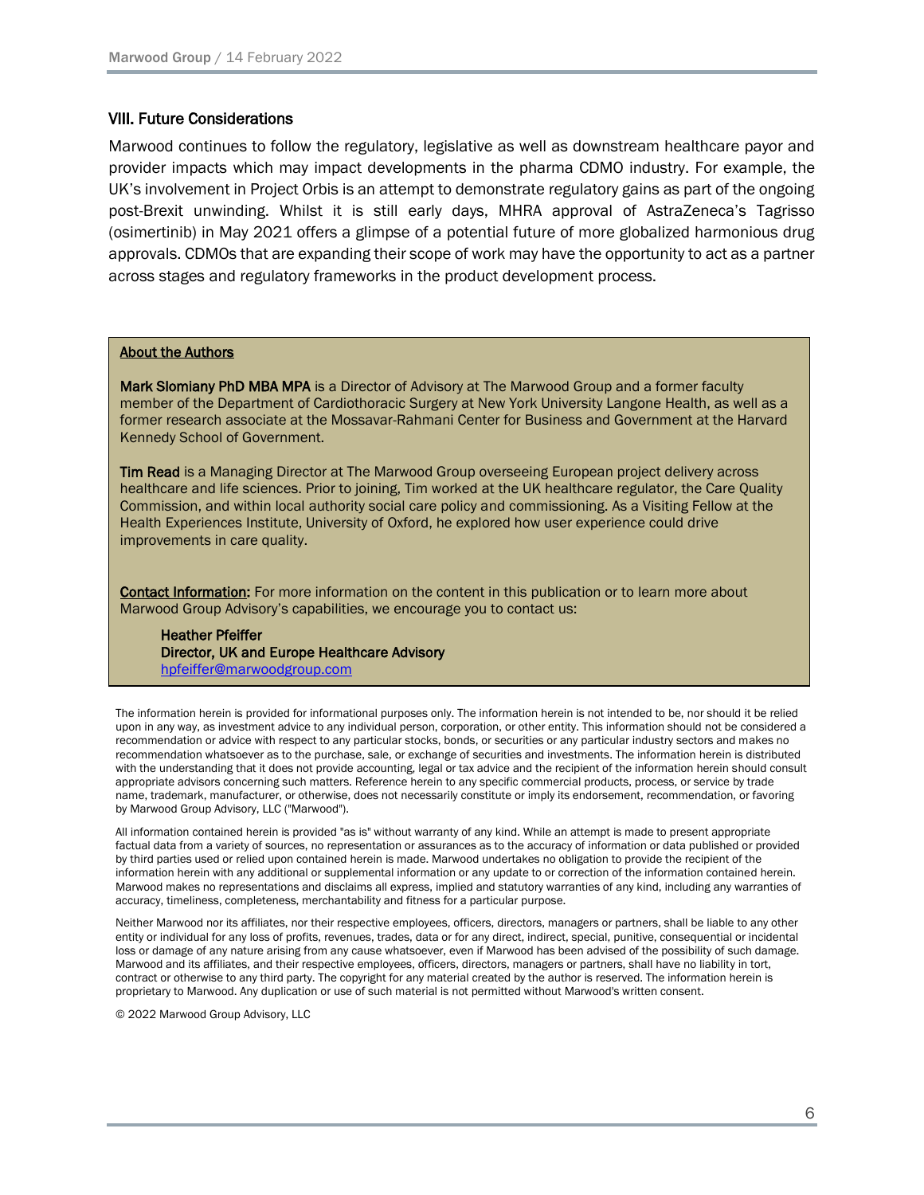## VIII. Future Considerations

Marwood continues to follow the regulatory, legislative as well as downstream healthcare payor and provider impacts which may impact developments in the pharma CDMO industry. For example, the UK's involvement in Project Orbis is an attempt to demonstrate regulatory gains as part of the ongoing post-Brexit unwinding. Whilst it is still early days, MHRA approval of AstraZeneca's Tagrisso (osimertinib) in May 2021 offers a glimpse of a potential future of more globalized harmonious drug approvals. CDMOs that are expanding their scope of work may have the opportunity to act as a partner across stages and regulatory frameworks in the product development process.

**About the Authors**

**Mark Slomiany PhD MBA MPA** is a Director of Advisory at The Marwood Group and a former faculty member of the Department of Cardiothoracic Surgery at New York University Langone Health, as well as a former research associate at the Mossavar-Rahmani Center for Business and Government at the Harvard Kennedy School of Government.

**Tim Read** is a Managing Director at The Marwood Group overseeing European project delivery across healthcare and life sciences. Prior to joining, Tim worked at the UK healthcare regulator, the Care Quality Commission, and within local authority social care policy and commissioning. As a Visiting Fellow at the Health Experiences Institute, University of Oxford, he explored how user experience could drive improvements in care quality.

**Contact Information:** For more information on the content in this publication or to learn more about Marwood Group Advisory's capabilities, we encourage you to contact us:

**Heather Pfeiffer**
**Director, UK and Europe Healthcare Advisory**
hpfeiffer@marwoodgroup.com

The information herein is provided for informational purposes only. The information herein is not intended to be, nor should it be relied upon in any way, as investment advice to any individual person, corporation, or other entity. This information should not be considered a recommendation or advice with respect to any particular stocks, bonds, or securities or any particular industry sectors and makes no recommendation whatsoever as to the purchase, sale, or exchange of securities and investments. The information herein is distributed with the understanding that it does not provide accounting, legal or tax advice and the recipient of the information herein should consult appropriate advisors concerning such matters. Reference herein to any specific commercial products, process, or service by trade name, trademark, manufacturer, or otherwise, does not necessarily constitute or imply its endorsement, recommendation, or favoring by Marwood Group Advisory, LLC ("Marwood").

All information contained herein is provided "as is" without warranty of any kind. While an attempt is made to present appropriate factual data from a variety of sources, no representation or assurances as to the accuracy of information or data published or provided by third parties used or relied upon contained herein is made. Marwood undertakes no obligation to provide the recipient of the information herein with any additional or supplemental information or any update to or correction of the information contained herein. Marwood makes no representations and disclaims all express, implied and statutory warranties of any kind, including any warranties of accuracy, timeliness, completeness, merchantability and fitness for a particular purpose.

Neither Marwood nor its affiliates, nor their respective employees, officers, directors, managers or partners, shall be liable to any other entity or individual for any loss of profits, revenues, trades, data or for any direct, indirect, special, punitive, consequential or incidental loss or damage of any nature arising from any cause whatsoever, even if Marwood has been advised of the possibility of such damage. Marwood and its affiliates, and their respective employees, officers, directors, managers or partners, shall have no liability in tort, contract or otherwise to any third party. The copyright for any material created by the author is reserved. The information herein is proprietary to Marwood. Any duplication or use of such material is not permitted without Marwood's written consent.

© 2022 Marwood Group Advisory, LLC